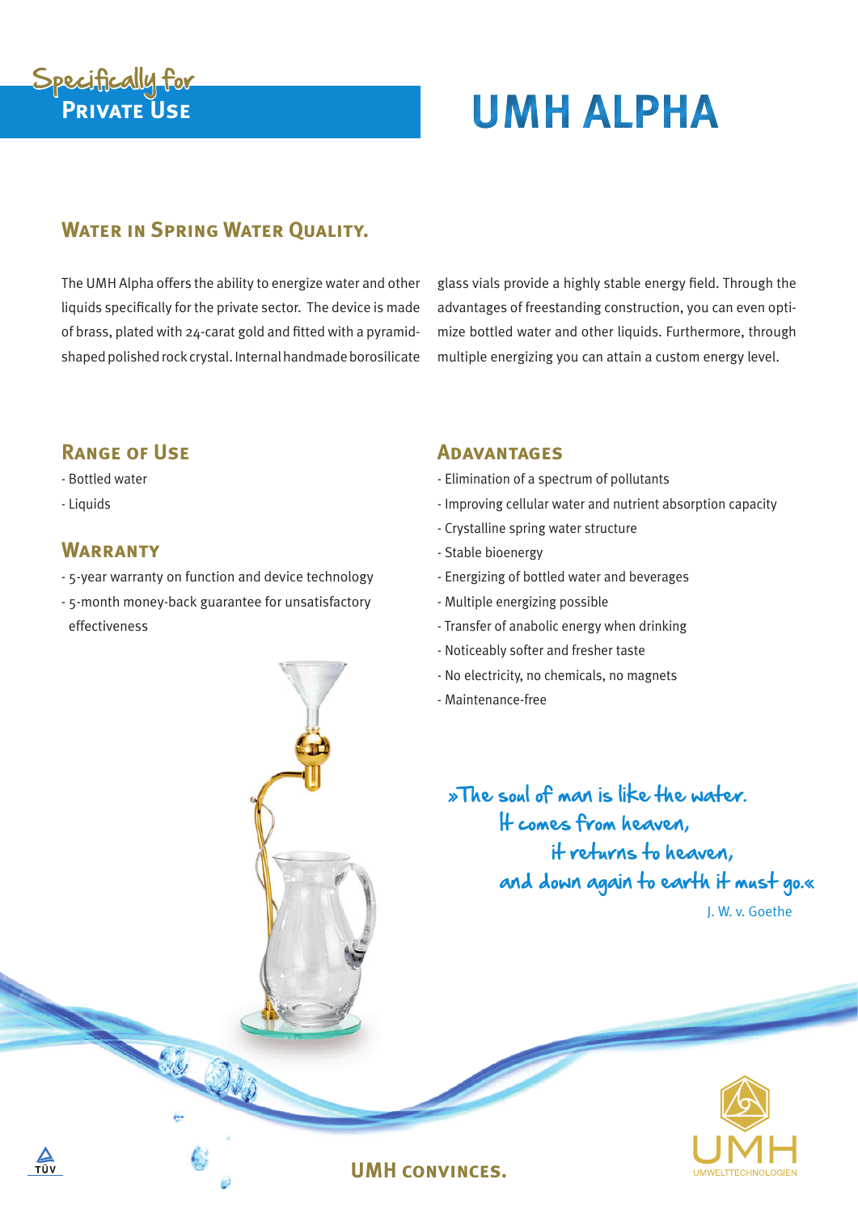Specifically for
**PRIVATE USE**

# UMH ALPHA

## WATER IN SPRING WATER QUALITY.

The UMH Alpha offers the ability to energize water and other liquids specifically for the private sector. The device is made of brass, plated with 24-carat gold and fitted with a pyramid-shaped polished rock crystal. Internal handmade borosilicate glass vials provide a highly stable energy field. Through the advantages of freestanding construction, you can even optimize bottled water and other liquids. Furthermore, through multiple energizing you can attain a custom energy level.

## RANGE OF USE

- Bottled water
- Liquids

## WARRANTY

- 5-year warranty on function and device technology
- 5-month money-back guarantee for unsatisfactory effectiveness

## ADAVANTAGES

- Elimination of a spectrum of pollutants
- Improving cellular water and nutrient absorption capacity
- Crystalline spring water structure
- Stable bioenergy
- Energizing of bottled water and beverages
- Multiple energizing possible
- Transfer of anabolic energy when drinking
- Noticeably softer and fresher taste
- No electricity, no chemicals, no magnets
- Maintenance-free

*»The soul of man is like the water.
It comes from heaven,
it returns to heaven,
and down again to earth it must go.«*

J. W. v. Goethe

TÜV

**UMH CONVINCES.**

UMH
UMWELTTECHNOLOGIEN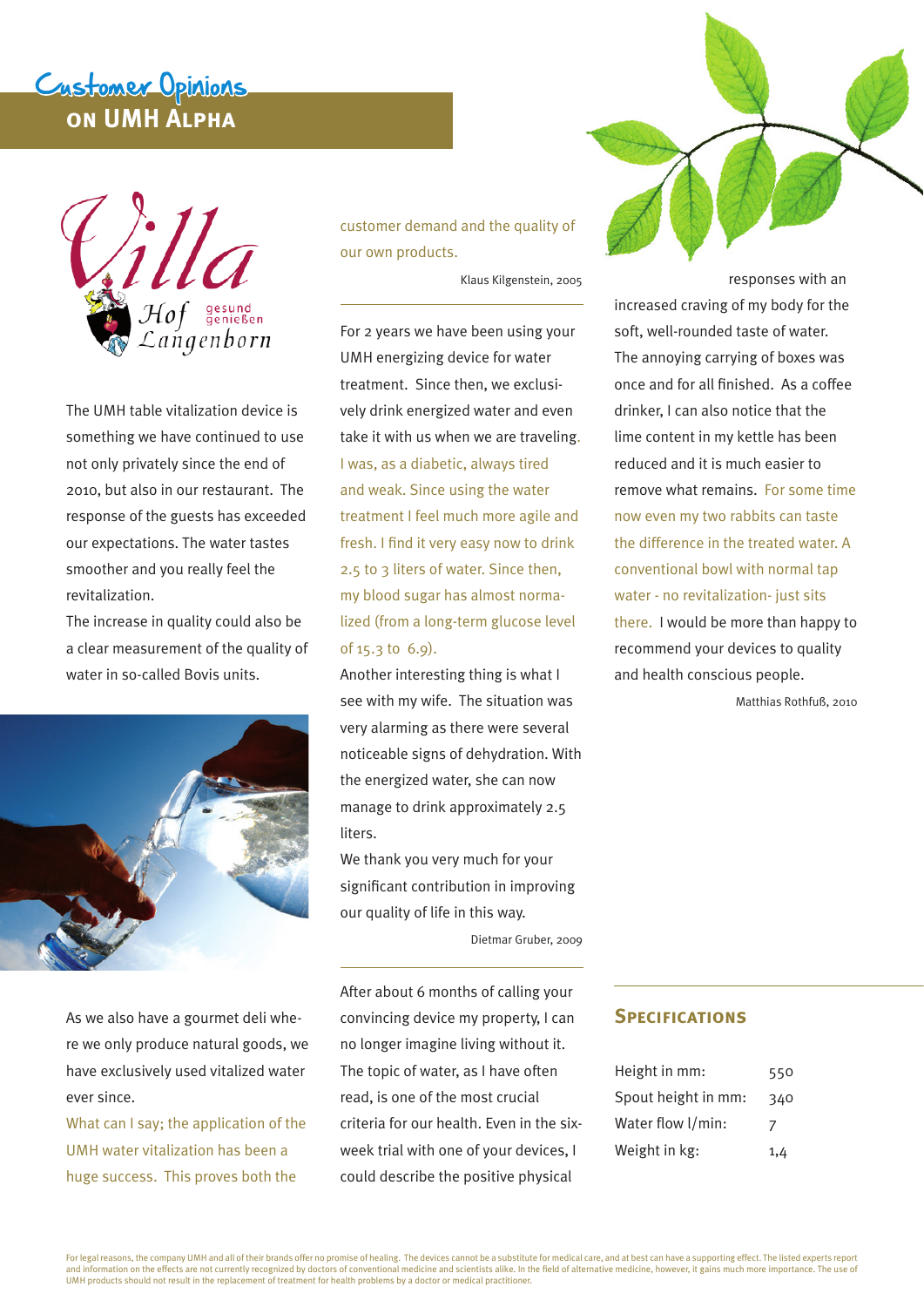# Customer Opinions on UMH Alpha

The UMH table vitalization device is something we have continued to use not only privately since the end of 2010, but also in our restaurant. The response of the guests has exceeded our expectations. The water tastes smoother and you really feel the revitalization.
The increase in quality could also be a clear measurement of the quality of water in so-called Bovis units.

As we also have a gourmet deli where we only produce natural goods, we have exclusively used vitalized water ever since.
What can I say; the application of the UMH water vitalization has been a huge success. This proves both the customer demand and the quality of our own products.

Klaus Kilgenstein, 2005

---

For 2 years we have been using your UMH energizing device for water treatment. Since then, we exclusively drink energized water and even take it with us when we are traveling. I was, as a diabetic, always tired and weak. Since using the water treatment I feel much more agile and fresh. I find it very easy now to drink 2.5 to 3 liters of water. Since then, my blood sugar has almost normalized (from a long-term glucose level of 15.3 to 6.9).
Another interesting thing is what I see with my wife. The situation was very alarming as there were several noticeable signs of dehydration. With the energized water, she can now manage to drink approximately 2.5 liters.
We thank you very much for your significant contribution in improving our quality of life in this way.

Dietmar Gruber, 2009

---

After about 6 months of calling your convincing device my property, I can no longer imagine living without it. The topic of water, as I have often read, is one of the most crucial criteria for our health. Even in the six-week trial with one of your devices, I could describe the positive physical responses with an increased craving of my body for the soft, well-rounded taste of water. The annoying carrying of boxes was once and for all finished. As a coffee drinker, I can also notice that the lime content in my kettle has been reduced and it is much easier to remove what remains. For some time now even my two rabbits can taste the difference in the treated water. A conventional bowl with normal tap water - no revitalization- just sits there. I would be more than happy to recommend your devices to quality and health conscious people.

Matthias Rothfuß, 2010

## Specifications

| | |
|---|---|
| Height in mm: | 550 |
| Spout height in mm: | 340 |
| Water flow l/min: | 7 |
| Weight in kg: | 1,4 |

For legal reasons, the company UMH and all of their brands offer no promise of healing. The devices cannot be a substitute for medical care, and at best can have a supporting effect. The listed experts report and information on the effects are not currently recognized by doctors of conventional medicine and scientists alike. In the field of alternative medicine, however, it gains much more importance. The use of UMH products should not result in the replacement of treatment for health problems by a doctor or medical practitioner.